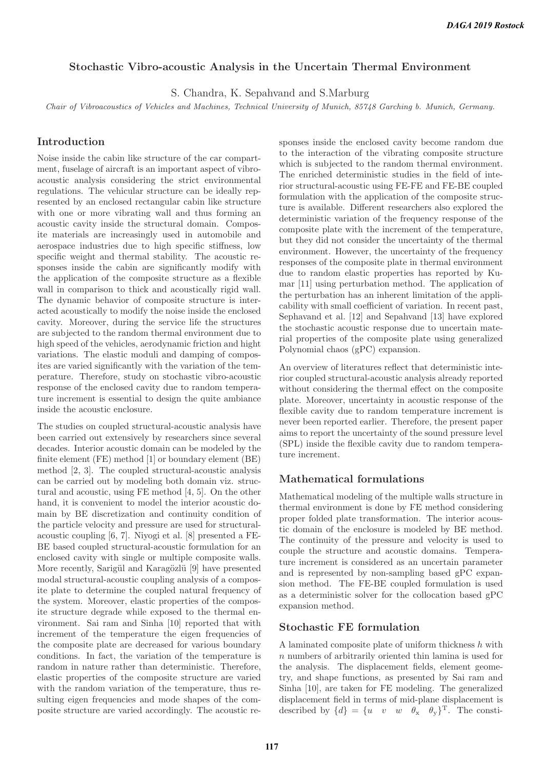# Stochastic Vibro-acoustic Analysis in the Uncertain Thermal Environment

S. Chandra, K. Sepahvand and S.Marburg

*Chair of Vibroacoustics of Vehicles and Machines, Technical University of Munich, 85748 Garching b. Munich, Germany.*

## Introduction

Noise inside the cabin like structure of the car compartment, fuselage of aircraft is an important aspect of vibro-acoustic analysis considering the strict environmental regulations. The vehicular structure can be ideally represented by an enclosed rectangular cabin like structure with one or more vibrating wall and thus forming an acoustic cavity inside the structural domain. Composite materials are increasingly used in automobile and aerospace industries due to high specific stiffness, low specific weight and thermal stability. The acoustic responses inside the cabin are significantly modify with the application of the composite structure as a flexible wall in comparison to thick and acoustically rigid wall. The dynamic behavior of composite structure is interacted acoustically to modify the noise inside the enclosed cavity. Moreover, during the service life the structures are subjected to the random thermal environment due to high speed of the vehicles, aerodynamic friction and hight variations. The elastic moduli and damping of composites are varied significantly with the variation of the temperature. Therefore, study on stochastic vibro-acoustic response of the enclosed cavity due to random temperature increment is essential to design the quite ambiance inside the acoustic enclosure.

The studies on coupled structural-acoustic analysis have been carried out extensively by researchers since several decades. Interior acoustic domain can be modeled by the finite element (FE) method [1] or boundary element (BE) method [2, 3]. The coupled structural-acoustic analysis can be carried out by modeling both domain viz. structural and acoustic, using FE method [4, 5]. On the other hand, it is convenient to model the interior acoustic domain by BE discretization and continuity condition of the particle velocity and pressure are used for structural-acoustic coupling [6, 7]. Niyogi et al. [8] presented a FE-BE based coupled structural-acoustic formulation for an enclosed cavity with single or multiple composite walls. More recently, Sarigül and Karagözlü [9] have presented modal structural-acoustic coupling analysis of a composite plate to determine the coupled natural frequency of the system. Moreover, elastic properties of the composite structure degrade while exposed to the thermal environment. Sai ram and Sinha [10] reported that with increment of the temperature the eigen frequencies of the composite plate are decreased for various boundary conditions. In fact, the variation of the temperature is random in nature rather than deterministic. Therefore, elastic properties of the composite structure are varied with the random variation of the temperature, thus resulting eigen frequencies and mode shapes of the composite structure are varied accordingly. The acoustic responses inside the enclosed cavity become random due to the interaction of the vibrating composite structure which is subjected to the random thermal environment. The enriched deterministic studies in the field of interior structural-acoustic using FE-FE and FE-BE coupled formulation with the application of the composite structure is available. Different researchers also explored the deterministic variation of the frequency response of the composite plate with the increment of the temperature, but they did not consider the uncertainty of the thermal environment. However, the uncertainty of the frequency responses of the composite plate in thermal environment due to random elastic properties has reported by Kumar [11] using perturbation method. The application of the perturbation has an inherent limitation of the applicability with small coefficient of variation. In recent past, Sephavand et al. [12] and Sepahvand [13] have explored the stochastic acoustic response due to uncertain material properties of the composite plate using generalized Polynomial chaos (gPC) expansion.

An overview of literatures reflect that deterministic interior coupled structural-acoustic analysis already reported without considering the thermal effect on the composite plate. Moreover, uncertainty in acoustic response of the flexible cavity due to random temperature increment is never been reported earlier. Therefore, the present paper aims to report the uncertainty of the sound pressure level (SPL) inside the flexible cavity due to random temperature increment.

## Mathematical formulations

Mathematical modeling of the multiple walls structure in thermal environment is done by FE method considering proper folded plate transformation. The interior acoustic domain of the enclosure is modeled by BE method. The continuity of the pressure and velocity is used to couple the structure and acoustic domains. Temperature increment is considered as an uncertain parameter and is represented by non-sampling based gPC expansion method. The FE-BE coupled formulation is used as a deterministic solver for the collocation based gPC expansion method.

## Stochastic FE formulation

A laminated composite plate of uniform thickness $h$ with $n$ numbers of arbitrarily oriented thin lamina is used for the analysis. The displacement fields, element geometry, and shape functions, as presented by Sai ram and Sinha [10], are taken for FE modeling. The generalized displacement field in terms of mid-plane displacement is described by $\{d\} = \{u \quad v \quad w \quad \theta_x \quad \theta_y\}^{\mathrm{T}}$. The consti-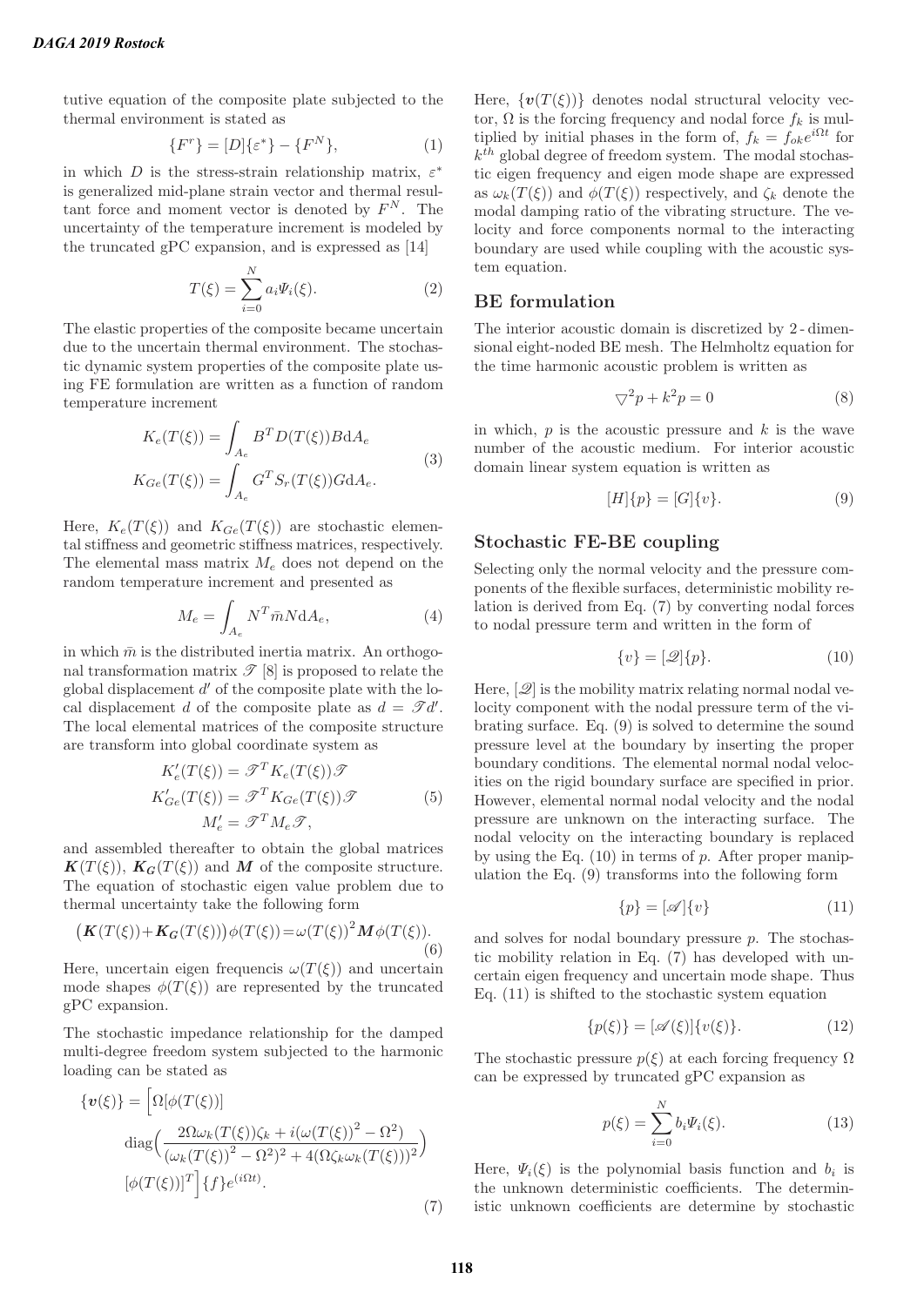tutive equation of the composite plate subjected to the thermal environment is stated as

$$\{F^r\} = [D]\{\varepsilon^*\} - \{F^N\}, \tag{1}$$

in which $D$ is the stress-strain relationship matrix, $\varepsilon^*$ is generalized mid-plane strain vector and thermal resultant force and moment vector is denoted by $F^N$. The uncertainty of the temperature increment is modeled by the truncated gPC expansion, and is expressed as [14]

$$T(\xi) = \sum_{i=0}^{N} a_i \Psi_i(\xi). \tag{2}$$

The elastic properties of the composite became uncertain due to the uncertain thermal environment. The stochastic dynamic system properties of the composite plate using FE formulation are written as a function of random temperature increment

$$\begin{aligned} K_e(T(\xi)) &= \int_{A_e} B^T D(T(\xi)) B \mathrm{d}A_e \\ K_{Ge}(T(\xi)) &= \int_{A_e} G^T S_r(T(\xi)) G \mathrm{d}A_e. \end{aligned} \tag{3}$$

Here, $K_e(T(\xi))$ and $K_{Ge}(T(\xi))$ are stochastic elemental stiffness and geometric stiffness matrices, respectively. The elemental mass matrix $M_e$ does not depend on the random temperature increment and presented as

$$M_e = \int_{A_e} N^T \bar{m} N \mathrm{d}A_e, \tag{4}$$

in which $\bar{m}$ is the distributed inertia matrix. An orthogonal transformation matrix $\mathscr{T}$ [8] is proposed to relate the global displacement $d'$ of the composite plate with the local displacement $d$ of the composite plate as $d = \mathscr{T} d'$. The local elemental matrices of the composite structure are transform into global coordinate system as

$$\begin{aligned} K'_e(T(\xi)) &= \mathscr{T}^T K_e(T(\xi)) \mathscr{T} \\ K'_{Ge}(T(\xi)) &= \mathscr{T}^T K_{Ge}(T(\xi)) \mathscr{T} \\ M'_e &= \mathscr{T}^T M_e \mathscr{T}, \end{aligned} \tag{5}$$

and assembled thereafter to obtain the global matrices $\boldsymbol{K}(T(\xi))$, $\boldsymbol{K_G}(T(\xi))$ and $\boldsymbol{M}$ of the composite structure. The equation of stochastic eigen value problem due to thermal uncertainty take the following form

$$\left(\boldsymbol{K}(T(\xi)) + \boldsymbol{K_G}(T(\xi))\right) \phi(T(\xi)) = \omega(T(\xi))^2 \boldsymbol{M} \phi(T(\xi)). \tag{6}$$

Here, uncertain eigen frequencis $\omega(T(\xi))$ and uncertain mode shapes $\phi(T(\xi))$ are represented by the truncated gPC expansion.

The stochastic impedance relationship for the damped multi-degree freedom system subjected to the harmonic loading can be stated as

$$\begin{aligned} \{\boldsymbol{v}(\xi)\} = \Big[ & \Omega[\phi(T(\xi))] \\ & \mathrm{diag}\Big( \frac{2\Omega \omega_k(T(\xi)) \zeta_k + i(\omega(T(\xi))^2 - \Omega^2)}{(\omega_k(T(\xi))^2 - \Omega^2)^2 + 4(\Omega \zeta_k \omega_k(T(\xi)))^2} \Big) \\ & [\phi(T(\xi))]^T \Big] \{f\} e^{(i\Omega t)}. \end{aligned} \tag{7}$$

Here, $\{\boldsymbol{v}(T(\xi))\}$ denotes nodal structural velocity vector, $\Omega$ is the forcing frequency and nodal force $f_k$ is multiplied by initial phases in the form of, $f_k = f_{ok} e^{i\Omega t}$ for $k^{th}$ global degree of freedom system. The modal stochastic eigen frequency and eigen mode shape are expressed as $\omega_k(T(\xi))$ and $\phi(T(\xi))$ respectively, and $\zeta_k$ denote the modal damping ratio of the vibrating structure. The velocity and force components normal to the interacting boundary are used while coupling with the acoustic system equation.

## BE formulation

The interior acoustic domain is discretized by 2 - dimensional eight-noded BE mesh. The Helmholtz equation for the time harmonic acoustic problem is written as

$$\bigtriangledown^2 p + k^2 p = 0 \tag{8}$$

in which, $p$ is the acoustic pressure and $k$ is the wave number of the acoustic medium. For interior acoustic domain linear system equation is written as

$$[H]\{p\} = [G]\{v\}. \tag{9}$$

## Stochastic FE-BE coupling

Selecting only the normal velocity and the pressure components of the flexible surfaces, deterministic mobility relation is derived from Eq. (7) by converting nodal forces to nodal pressure term and written in the form of

$$\{v\} = [\mathscr{Q}]\{p\}. \tag{10}$$

Here, $[\mathscr{Q}]$ is the mobility matrix relating normal nodal velocity component with the nodal pressure term of the vibrating surface. Eq. (9) is solved to determine the sound pressure level at the boundary by inserting the proper boundary conditions. The elemental normal nodal velocities on the rigid boundary surface are specified in prior. However, elemental normal nodal velocity and the nodal pressure are unknown on the interacting surface. The nodal velocity on the interacting boundary is replaced by using the Eq. (10) in terms of $p$. After proper manipulation the Eq. (9) transforms into the following form

$$\{p\} = [\mathscr{A}]\{v\} \tag{11}$$

and solves for nodal boundary pressure $p$. The stochastic mobility relation in Eq. (7) has developed with uncertain eigen frequency and uncertain mode shape. Thus Eq. (11) is shifted to the stochastic system equation

$$\{p(\xi)\} = [\mathscr{A}(\xi)]\{v(\xi)\}. \tag{12}$$

The stochastic pressure $p(\xi)$ at each forcing frequency $\Omega$ can be expressed by truncated gPC expansion as

$$p(\xi) = \sum_{i=0}^{N} b_i \Psi_i(\xi). \tag{13}$$

Here, $\Psi_i(\xi)$ is the polynomial basis function and $b_i$ is the unknown deterministic coefficients. The deterministic unknown coefficients are determine by stochastic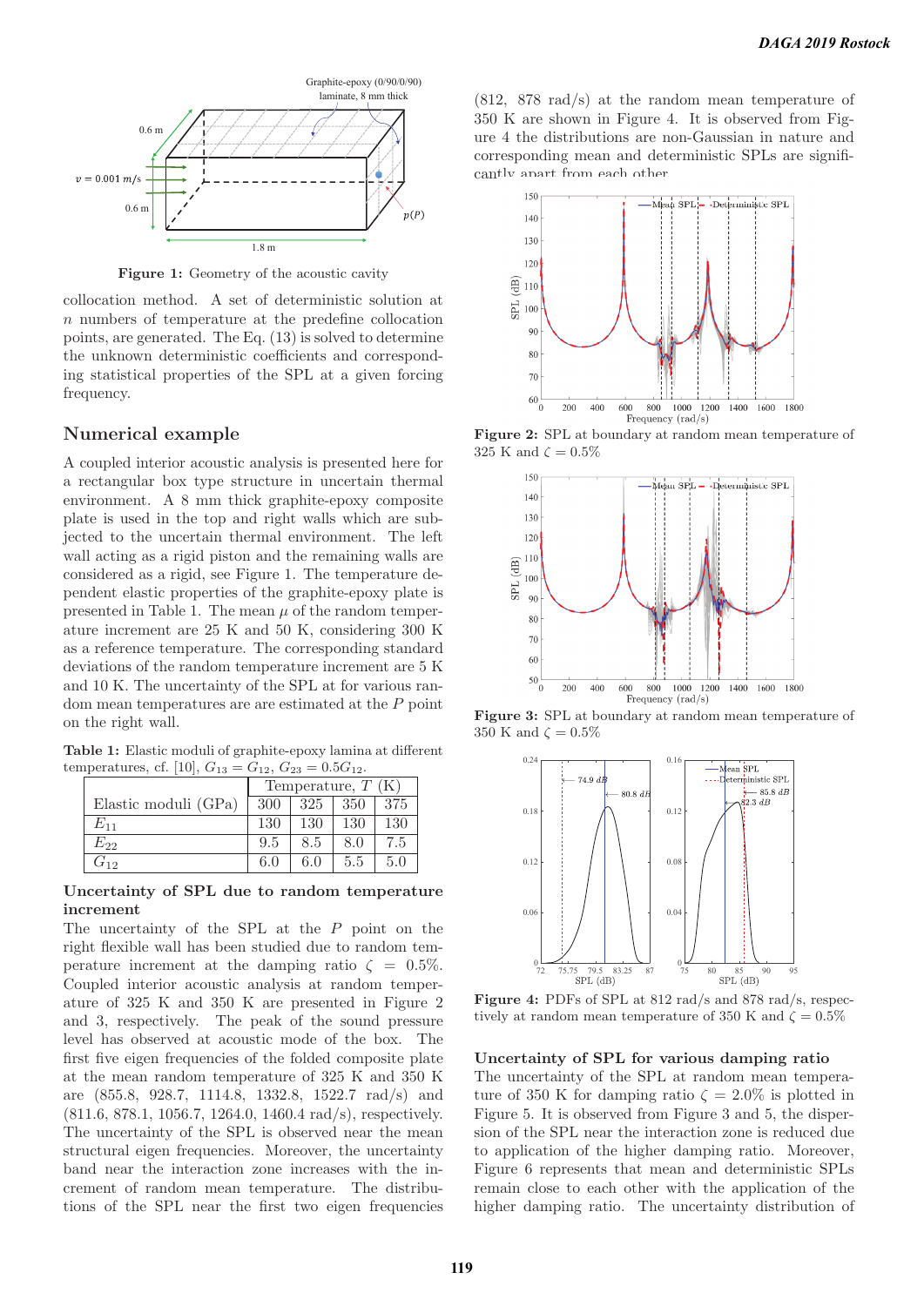Figure 1: Geometry of the acoustic cavity

collocation method. A set of deterministic solution at $n$ numbers of temperature at the predefine collocation points, are generated. The Eq. (13) is solved to determine the unknown deterministic coefficients and corresponding statistical properties of the SPL at a given forcing frequency.

## Numerical example

A coupled interior acoustic analysis is presented here for a rectangular box type structure in uncertain thermal environment. A 8 mm thick graphite-epoxy composite plate is used in the top and right walls which are subjected to the uncertain thermal environment. The left wall acting as a rigid piston and the remaining walls are considered as a rigid, see Figure 1. The temperature dependent elastic properties of the graphite-epoxy plate is presented in Table 1. The mean $\mu$ of the random temperature increment are 25 K and 50 K, considering 300 K as a reference temperature. The corresponding standard deviations of the random temperature increment are 5 K and 10 K. The uncertainty of the SPL at for various random mean temperatures are are estimated at the $P$ point on the right wall.

**Table 1:** Elastic moduli of graphite-epoxy lamina at different temperatures, cf. [10], $G_{13} = G_{12}$, $G_{23} = 0.5G_{12}$.

| Elastic moduli (GPa) | Temperature, $T$ (K) | | | |
|---|---|---|---|---|
| | 300 | 325 | 350 | 375 |
| $E_{11}$ | 130 | 130 | 130 | 130 |
| $E_{22}$ | 9.5 | 8.5 | 8.0 | 7.5 |
| $G_{12}$ | 6.0 | 6.0 | 5.5 | 5.0 |

### Uncertainty of SPL due to random temperature increment

The uncertainty of the SPL at the $P$ point on the right flexible wall has been studied due to random temperature increment at the damping ratio $\zeta = 0.5\%$. Coupled interior acoustic analysis at random temperature of 325 K and 350 K are presented in Figure 2 and 3, respectively. The peak of the sound pressure level has observed at acoustic mode of the box. The first five eigen frequencies of the folded composite plate at the mean random temperature of 325 K and 350 K are (855.8, 928.7, 1114.8, 1332.8, 1522.7 rad/s) and (811.6, 878.1, 1056.7, 1264.0, 1460.4 rad/s), respectively. The uncertainty of the SPL is observed near the mean structural eigen frequencies. Moreover, the uncertainty band near the interaction zone increases with the increment of random mean temperature. The distributions of the SPL near the first two eigen frequencies (812, 878 rad/s) at the random mean temperature of 350 K are shown in Figure 4. It is observed from Figure 4 the distributions are non-Gaussian in nature and corresponding mean and deterministic SPLs are significantly apart from each other.

**Figure 2:** SPL at boundary at random mean temperature of 325 K and $\zeta = 0.5\%$

**Figure 3:** SPL at boundary at random mean temperature of 350 K and $\zeta = 0.5\%$

**Figure 4:** PDFs of SPL at 812 rad/s and 878 rad/s, respectively at random mean temperature of 350 K and $\zeta = 0.5\%$

### Uncertainty of SPL for various damping ratio

The uncertainty of the SPL at random mean temperature of 350 K for damping ratio $\zeta = 2.0\%$ is plotted in Figure 5. It is observed from Figure 3 and 5, the dispersion of the SPL near the interaction zone is reduced due to application of the higher damping ratio. Moreover, Figure 6 represents that mean and deterministic SPLs remain close to each other with the application of the higher damping ratio. The uncertainty distribution of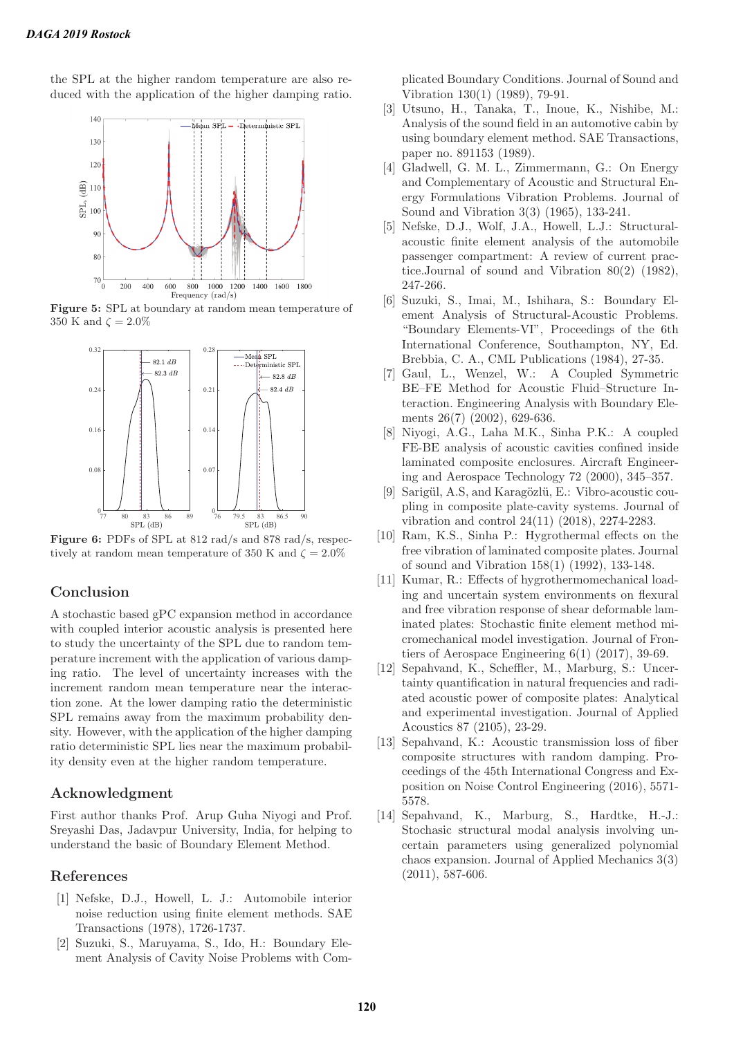the SPL at the higher random temperature are also reduced with the application of the higher damping ratio.

Mean SPL
Deterministic SPL
SPL (dB)
Frequency (rad/s)
140
130
120
110
100
90
80
70
0 200 400 600 800 1000 1200 1400 1600 1800

**Figure 5:** SPL at boundary at random mean temperature of 350 K and $\zeta = 2.0\%$

82.1 dB
82.3 dB
0.32
0.24
0.16
0.08
0
77 80 83 86 89
SPL (dB)

Mean SPL
Deterministic SPL
82.8 dB
82.4 dB
0.28
0.21
0.14
0.07
0
76 79.5 83 86.5 90
SPL (dB)

**Figure 6:** PDFs of SPL at 812 rad/s and 878 rad/s, respectively at random mean temperature of 350 K and $\zeta = 2.0\%$

## Conclusion

A stochastic based gPC expansion method in accordance with coupled interior acoustic analysis is presented here to study the uncertainty of the SPL due to random temperature increment with the application of various damping ratio. The level of uncertainty increases with the increment random mean temperature near the interaction zone. At the lower damping ratio the deterministic SPL remains away from the maximum probability density. However, with the application of the higher damping ratio deterministic SPL lies near the maximum probability density even at the higher random temperature.

## Acknowledgment

First author thanks Prof. Arup Guha Niyogi and Prof. Sreyashi Das, Jadavpur University, India, for helping to understand the basic of Boundary Element Method.

## References

[1] Nefske, D.J., Howell, L. J.: Automobile interior noise reduction using finite element methods. SAE Transactions (1978), 1726-1737.

[2] Suzuki, S., Maruyama, S., Ido, H.: Boundary Element Analysis of Cavity Noise Problems with Complicated Boundary Conditions. Journal of Sound and Vibration 130(1) (1989), 79-91.

[3] Utsuno, H., Tanaka, T., Inoue, K., Nishibe, M.: Analysis of the sound field in an automotive cabin by using boundary element method. SAE Transactions, paper no. 891153 (1989).

[4] Gladwell, G. M. L., Zimmermann, G.: On Energy and Complementary of Acoustic and Structural Energy Formulations Vibration Problems. Journal of Sound and Vibration 3(3) (1965), 133-241.

[5] Nefske, D.J., Wolf, J.A., Howell, L.J.: Structural-acoustic finite element analysis of the automobile passenger compartment: A review of current practice.Journal of sound and Vibration 80(2) (1982), 247-266.

[6] Suzuki, S., Imai, M., Ishihara, S.: Boundary Element Analysis of Structural-Acoustic Problems. "Boundary Elements-VI", Proceedings of the 6th International Conference, Southampton, NY, Ed. Brebbia, C. A., CML Publications (1984), 27-35.

[7] Gaul, L., Wenzel, W.: A Coupled Symmetric BE–FE Method for Acoustic Fluid–Structure Interaction. Engineering Analysis with Boundary Elements 26(7) (2002), 629-636.

[8] Niyogi, A.G., Laha M.K., Sinha P.K.: A coupled FE-BE analysis of acoustic cavities confined inside laminated composite enclosures. Aircraft Engineering and Aerospace Technology 72 (2000), 345–357.

[9] Sarigül, A.S, and Karagözlü, E.: Vibro-acoustic coupling in composite plate-cavity systems. Journal of vibration and control 24(11) (2018), 2274-2283.

[10] Ram, K.S., Sinha P.: Hygrothermal effects on the free vibration of laminated composite plates. Journal of sound and Vibration 158(1) (1992), 133-148.

[11] Kumar, R.: Effects of hygrothermomechanical loading and uncertain system environments on flexural and free vibration response of shear deformable laminated plates: Stochastic finite element method micromechanical model investigation. Journal of Frontiers of Aerospace Engineering 6(1) (2017), 39-69.

[12] Sepahvand, K., Scheffler, M., Marburg, S.: Uncertainty quantification in natural frequencies and radiated acoustic power of composite plates: Analytical and experimental investigation. Journal of Applied Acoustics 87 (2105), 23-29.

[13] Sepahvand, K.: Acoustic transmission loss of fiber composite structures with random damping. Proceedings of the 45th International Congress and Exposition on Noise Control Engineering (2016), 5571-5578.

[14] Sepahvand, K., Marburg, S., Hardtke, H.-J.: Stochasic structural modal analysis involving uncertain parameters using generalized polynomial chaos expansion. Journal of Applied Mechanics 3(3) (2011), 587-606.